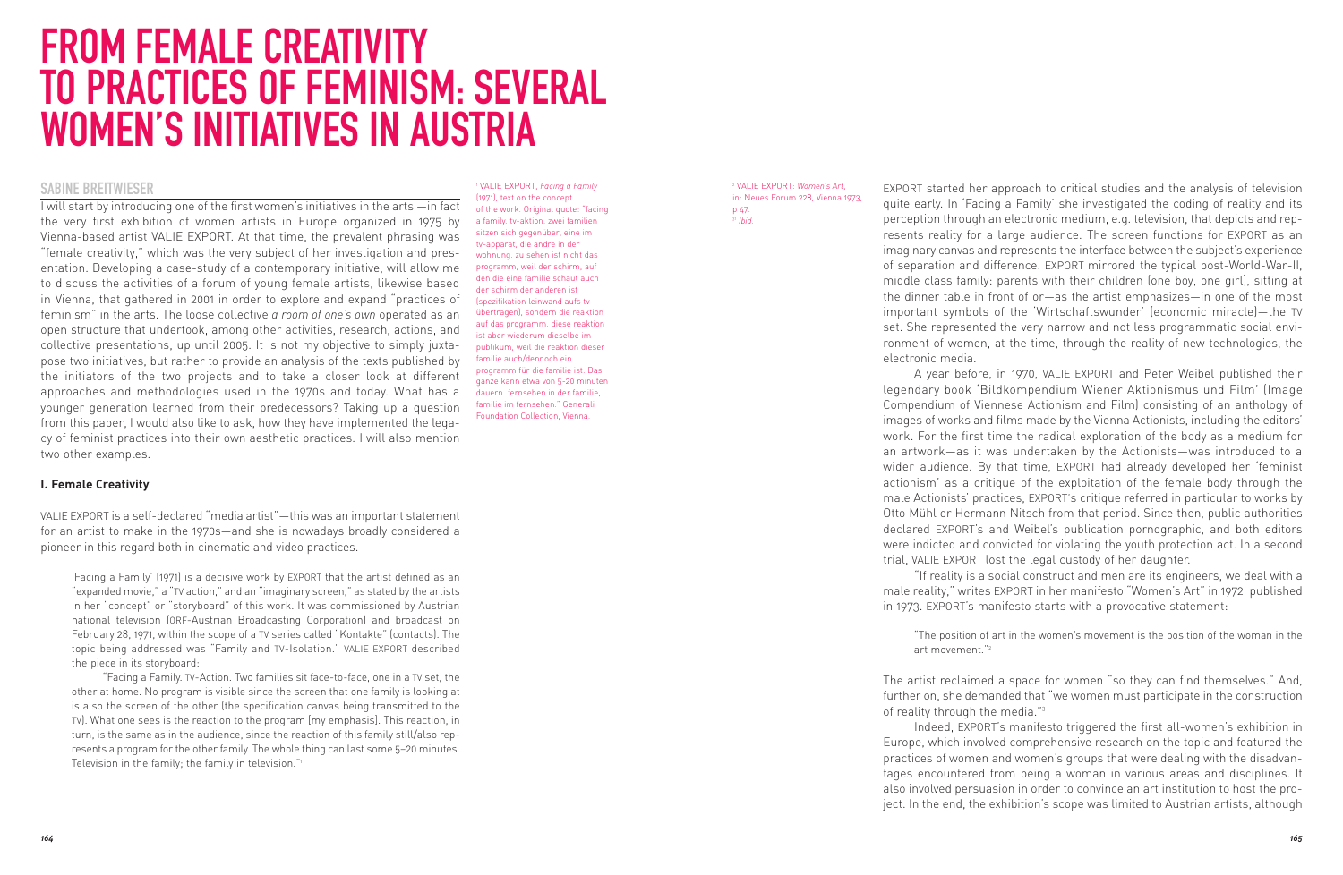# FROM FEMALE CREATIVITY TO PRACTICES OF FEMINISM: SEVERAL WOMEN'S INITIATIVES IN AUSTRIA

## SABINE BREITWIESER

I will start by introducing one of the first women's initiatives in the arts —in fact the very first exhibition of women artists in Europe organized in 1975 by Vienna-based artist VALIE EXPORT. At that time, the prevalent phrasing was "female creativity," which was the very subject of her investigation and presentation. Developing a case-study of a contemporary initiative, will allow me to discuss the activities of a forum of young female artists, likewise based in Vienna, that gathered in 2001 in order to explore and expand "practices of feminism" in the arts. The loose collective *a room of one's own* operated as an open structure that undertook, among other activities, research, actions, and collective presentations, up until 2005. It is not my objective to simply juxtapose two initiatives, but rather to provide an analysis of the texts published by the initiators of the two projects and to take a closer look at different approaches and methodologies used in the 1970s and today. What has a younger generation learned from their predecessors? Taking up a question from this paper, I would also like to ask, how they have implemented the legacy of feminist practices into their own aesthetic practices. I will also mention two other examples.

### I. Female Creativity

VALIE EXPORT is a self-declared "media artist"—this was an important statement for an artist to make in the 1970s—and she is nowadays broadly considered a pioneer in this regard both in cinematic and video practices.

> 'Facing a Family' (1971) is a decisive work by EXPORT that the artist defined as an "expanded movie," a "TV action," and an "imaginary screen," as stated by the artists in her "concept" or "storyboard" of this work. It was commissioned by Austrian national television (ORF-Austrian Broadcasting Corporation) and broadcast on February 28, 1971, within the scope of a TV series called "Kontakte" (contacts). The topic being addressed was "Family and TV-Isolation." VALIE EXPORT described the piece in its storyboard:
>
> "Facing a Family. TV-Action. Two families sit face-to-face, one in a TV set, the other at home. No program is visible since the screen that one family is looking at is also the screen of the other (the specification canvas being transmitted to the TV). What one sees is the reaction to the program [my emphasis]. This reaction, in turn, is the same as in the audience, since the reaction of this family still/also represents a program for the other family. The whole thing can last some 5–20 minutes. Television in the family; the family in television."[1]

EXPORT started her approach to critical studies and the analysis of television quite early. In 'Facing a Family' she investigated the coding of reality and its perception through an electronic medium, e.g. television, that depicts and represents reality for a large audience. The screen functions for EXPORT as an imaginary canvas and represents the interface between the subject's experience of separation and difference. EXPORT mirrored the typical post-World-War-II, middle class family: parents with their children (one boy, one girl), sitting at the dinner table in front of or—as the artist emphasizes—in one of the most important symbols of the 'Wirtschaftswunder' (economic miracle)—the TV set. She represented the very narrow and not less programmatic social environment of women, at the time, through the reality of new technologies, the electronic media.

A year before, in 1970, VALIE EXPORT and Peter Weibel published their legendary book 'Bildkompendium Wiener Aktionismus und Film' (Image Compendium of Viennese Actionism and Film) consisting of an anthology of images of works and films made by the Vienna Actionists, including the editors' work. For the first time the radical exploration of the body as a medium for an artwork—as it was undertaken by the Actionists—was introduced to a wider audience. By that time, EXPORT had already developed her 'feminist actionism' as a critique of the exploitation of the female body through the male Actionists' practices, EXPORT's critique referred in particular to works by Otto Mühl or Hermann Nitsch from that period. Since then, public authorities declared EXPORT's and Weibel's publication pornographic, and both editors were indicted and convicted for violating the youth protection act. In a second trial, VALIE EXPORT lost the legal custody of her daughter.

"If reality is a social construct and men are its engineers, we deal with a male reality," writes EXPORT in her manifesto "Women's Art" in 1972, published in 1973. EXPORT's manifesto starts with a provocative statement:

> "The position of art in the women's movement is the position of the woman in the art movement."[2]

The artist reclaimed a space for women "so they can find themselves." And, further on, she demanded that "we women must participate in the construction of reality through the media."[3]

Indeed, EXPORT's manifesto triggered the first all-women's exhibition in Europe, which involved comprehensive research on the topic and featured the practices of women and women's groups that were dealing with the disadvantages encountered from being a woman in various areas and disciplines. It also involved persuasion in order to convince an art institution to host the project. In the end, the exhibition's scope was limited to Austrian artists, although

---

[1] VALIE EXPORT, *Facing a Family* (1971), text on the concept of the work. Original quote: "facing a family. tv-aktion. zwei familien sitzen sich gegenüber, eine im tv-apparat, die andre in der wohnung. zu sehen ist nicht das programm, weil der schirm, auf den die eine familie schaut auch der schirm der anderen ist (spezifikation leinwand aufs tv übertragen), sondern die reaktion auf das programm. diese reaktion ist aber wiederum dieselbe im publikum, weil die reaktion dieser familie auch/dennoch ein programm für die familie ist. Das ganze kann etwa von 5-20 minuten dauern. fernsehen in der familie, familie im fernsehen." Generali Foundation Collection, Vienna.

[2] VALIE EXPORT: *Women's Art*, in: Neues Forum 228, Vienna 1973, p 47.

[3] *Ibid.*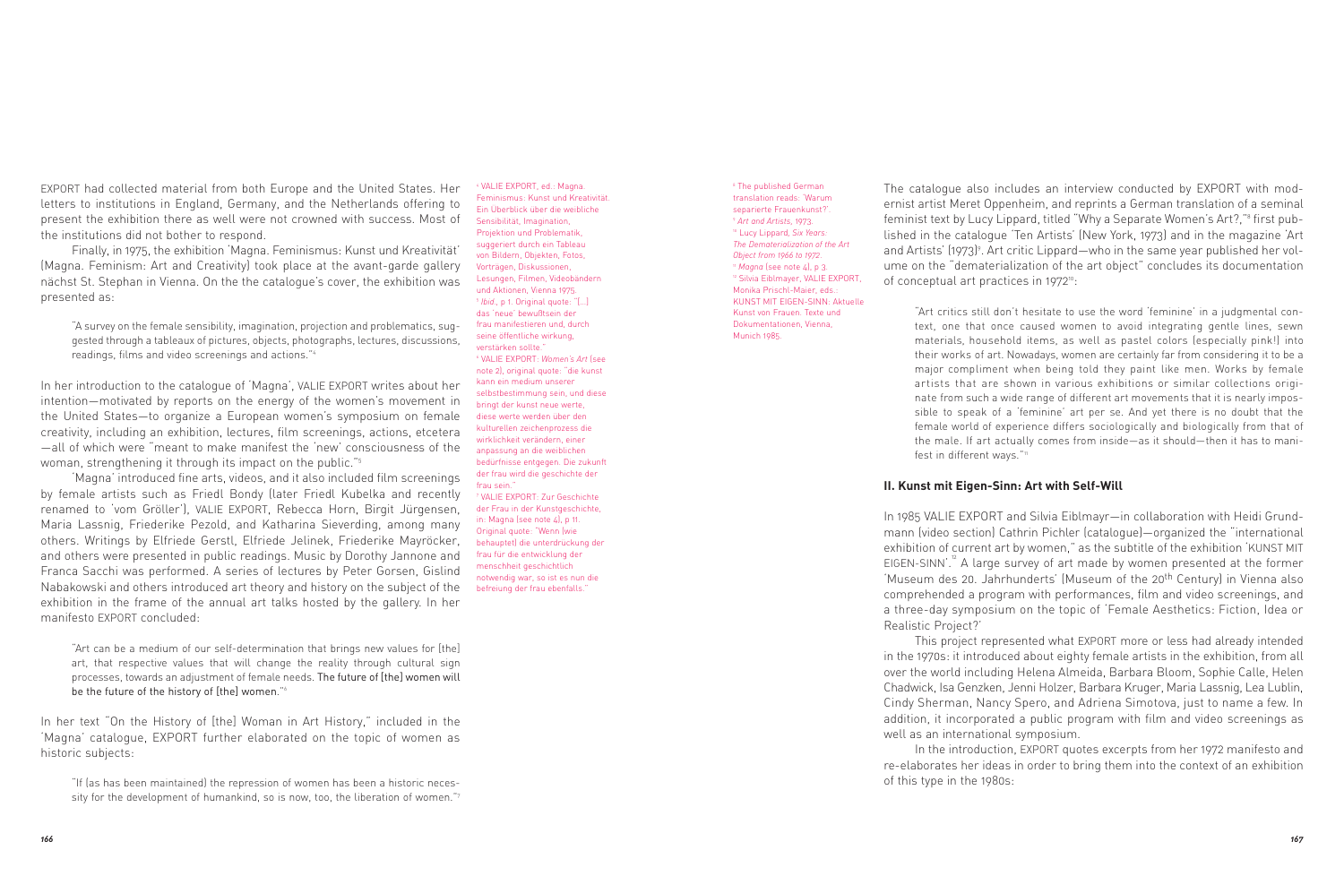EXPORT had collected material from both Europe and the United States. Her letters to institutions in England, Germany, and the Netherlands offering to present the exhibition there as well were not crowned with success. Most of the institutions did not bother to respond.

Finally, in 1975, the exhibition 'Magna. Feminismus: Kunst und Kreativität' (Magna. Feminism: Art and Creativity) took place at the avant-garde gallery nächst St. Stephan in Vienna. On the the catalogue's cover, the exhibition was presented as:

> "A survey on the female sensibility, imagination, projection and problematics, suggested through a tableaux of pictures, objects, photographs, lectures, discussions, readings, films and video screenings and actions."[4]

In her introduction to the catalogue of 'Magna', VALIE EXPORT writes about her intention—motivated by reports on the energy of the women's movement in the United States—to organize a European women's symposium on female creativity, including an exhibition, lectures, film screenings, actions, etcetera—all of which were "meant to make manifest the 'new' consciousness of the woman, strengthening it through its impact on the public."[5]

'Magna' introduced fine arts, videos, and it also included film screenings by female artists such as Friedl Bondy (later Friedl Kubelka and recently renamed to 'vom Gröller'), VALIE EXPORT, Rebecca Horn, Birgit Jürgensen, Maria Lassnig, Friederike Pezold, and Katharina Sieverding, among many others. Writings by Elfriede Gerstl, Elfriede Jelinek, Friederike Mayröcker, and others were presented in public readings. Music by Dorothy Jannone and Franca Sacchi was performed. A series of lectures by Peter Gorsen, Gislind Nabakowski and others introduced art theory and history on the subject of the exhibition in the frame of the annual art talks hosted by the gallery. In her manifesto EXPORT concluded:

> "Art can be a medium of our self-determination that brings new values for [the] art, that respective values that will change the reality through cultural sign processes, towards an adjustment of female needs. The future of [the] women will be the future of the history of [the] women."[6]

In her text "On the History of [the] Woman in Art History," included in the 'Magna' catalogue, EXPORT further elaborated on the topic of women as historic subjects:

> "If (as has been maintained) the repression of women has been a historic necessity for the development of humankind, so is now, too, the liberation of women."[7]

The catalogue also includes an interview conducted by EXPORT with modernist artist Meret Oppenheim, and reprints a German translation of a seminal feminist text by Lucy Lippard, titled "Why a Separate Women's Art?,"[8] first published in the catalogue 'Ten Artists' (New York, 1973) and in the magazine 'Art and Artists' (1973)[9]. Art critic Lippard—who in the same year published her volume on the "dematerialization of the art object" concludes its documentation of conceptual art practices in 1972[10]:

> "Art critics still don't hesitate to use the word 'feminine' in a judgmental context, one that once caused women to avoid integrating gentle lines, sewn materials, household items, as well as pastel colors (especially pink!) into their works of art. Nowadays, women are certainly far from considering it to be a major compliment when being told they paint like men. Works by female artists that are shown in various exhibitions or similar collections originate from such a wide range of different art movements that it is nearly impossible to speak of a 'feminine' art per se. And yet there is no doubt that the female world of experience differs sociologically and biologically from that of the male. If art actually comes from inside—as it should—then it has to manifest in different ways."[11]

## II. Kunst mit Eigen-Sinn: Art with Self-Will

In 1985 VALIE EXPORT and Silvia Eiblmayr—in collaboration with Heidi Grundmann (video section) Cathrin Pichler (catalogue)—organized the "international exhibition of current art by women," as the subtitle of the exhibition 'KUNST MIT EIGEN-SINN'.[12] A large survey of art made by women presented at the former 'Museum des 20. Jahrhunderts' (Museum of the 20th Century) in Vienna also comprehended a program with performances, film and video screenings, and a three-day symposium on the topic of 'Female Aesthetics: Fiction, Idea or Realistic Project?'

This project represented what EXPORT more or less had already intended in the 1970s: it introduced about eighty female artists in the exhibition, from all over the world including Helena Almeida, Barbara Bloom, Sophie Calle, Helen Chadwick, Isa Genzken, Jenni Holzer, Barbara Kruger, Maria Lassnig, Lea Lublin, Cindy Sherman, Nancy Spero, and Adriena Simotova, just to name a few. In addition, it incorporated a public program with film and video screenings as well as an international symposium.

In the introduction, EXPORT quotes excerpts from her 1972 manifesto and re-elaborates her ideas in order to bring them into the context of an exhibition of this type in the 1980s:

---

[4] VALIE EXPORT, ed.: Magna. Feminismus: Kunst und Kreativität. Ein Überblick über die weibliche Sensibilität, Imagination, Projektion und Problematik, suggeriert durch ein Tableau von Bildern, Objekten, Fotos, Vorträgen, Diskussionen, Lesungen, Filmen, Videobändern und Aktionen, Vienna 1975.

[5] *Ibid.*, p 1. Original quote: "[…] das 'neue' bewußtsein der frau manifestieren und, durch seine öffentliche wirkung, verstärken sollte."

[6] VALIE EXPORT: *Women's Art* (see note 2), original quote: "die kunst kann ein medium unserer selbstbestimmung sein, und diese bringt der kunst neue werte, diese werte werden über den kulturellen zeichenprozess die wirklichkeit verändern, einer anpassung an die weiblichen bedürfnisse entgegen. Die zukunft der frau wird die geschichte der frau sein."

[7] VALIE EXPORT: Zur Geschichte der Frau in der Kunstgeschichte, in: Magna (see note 4), p 11. Original quote: "Wenn (wie behauptet) die unterdrückung der frau für die entwicklung der menschheit geschichtlich notwendig war, so ist es nun die befreiung der frau ebenfalls."

[8] The published German translation reads: 'Warum separierte Frauenkunst?'.

[9] *Art and Artists*, 1973.

[10] Lucy Lippard, *Six Years: The Dematerialization of the Art Object from 1966 to 1972*.

[11] *Magna* (see note 4), p 3.

[12] Silvia Eiblmayer, VALIE EXPORT, Monika Prischl-Maier, eds.: KUNST MIT EIGEN-SINN: Aktuelle Kunst von Frauen. Texte und Dokumentationen, Vienna, Munich 1985.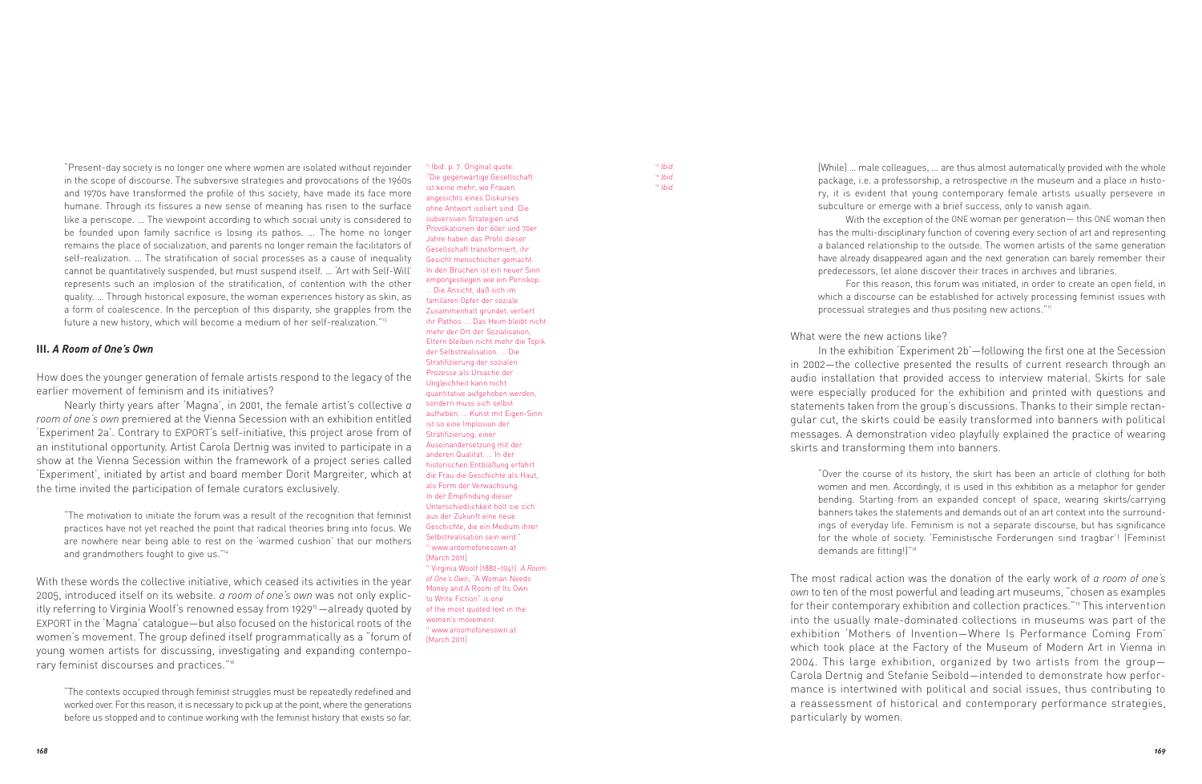"Present-day society is no longer one where women are isolated without rejoinder in the scope of discourse. The subversive strategies and provocations of the 1960s and 1970s have transformed the profile of this society, have made its face more humane. Through its fissures a new sense of meaning has risen to the surface like a periscope. … The viewpoint according to which social unity is considered to be founded upon family sacrifice is losing its pathos. … The home no longer remains the place of socialization, and parents no longer remain the facilitators of self-realization. … The stratification of social processes as a cause of inequality cannot be quantitatively suspended, but must suspend itself. … 'Art with Self-Will' represents such an implosion of the stratification, of contention with the other quality. … Through historical exposure, the woman experiences history as skin, as a form of coalescence. In the perception of this disparity, she grapples from the future a new history, which will become a medium of her self-realization."[13]

## III. *A Room of One's Own*

How does the younger generation of female artists respond to the legacy of the earlier movement of feminism and its initiatives?

Nearly thirty years after 'Magna', in 2001, the female artist's collective *a room of one's own* premiered at the Vienna Secession with an exhibition entitled 'Experiment 2a'. Contrary to EXPORT's self-initiative, this project arose from of an institutional opportunity. Artist Carola Dertnig was invited to participate in a show at the Vienna Secession within the framework of a project series called 'Experiment', initiated by artist and board member Dorit Margreiter, which at the time invited the participation of female curators exclusively.

> "The motivation to initiate the forum was a result of the recognition that feminist practices have not yet reached the point that radical theories bring into focus. We are nowhere near being able to rest on the 'warmed cushion' that our mothers and grandmothers fought to give us."[14]

With these words the collective initiative, which ceased its activities in the year 2005, introduced itself on its website. *a room of one's own* was not only explicitly referring to Virginia Woolf's renowned essay from 1929[15]—already quoted by EXPORT in the 'Magna' catalogue—but also focused on the historical roots of the women's movement. The group defined itself programmatically as a "forum of young women artists for discussing, investigating and expanding contemporary feminist discourses and practices."[16]

> "The contexts occupied through feminist struggles must be repeatedly redefined and worked over. For this reason, it is necessary to pick up at the point, where the generations before us stopped and to continue working with the feminist history that exists so far. [While] … male colleagues, … are thus almost automatically provided with the whole package, i.e. a professorship, a retrospective in the museum and a place in history, it is evident that young contemporary female artists usually persevere in subculture or emerge with a brief success, only to vanish again.
>
> With the exception of the ONE woman per generation— this ONE woman then has the multi-disciplinary function of covering every section of art and representing a balanced relationship to the outside. The women artists of the same generation have already disappeared again and the next generation can barely remember their predecessors, let alone discover their traces in archives and libraries.
>
> For this reason, this forum was initiated, in order to create an open field, in which a discourse can be established for actively processing feminist issues with processual strategies and thus positing new actions."[17]

What were the new actions like?

In the exhibition 'Experiment 2b'—following the first one at the Secession in 2002—the collective presented the results of current research through an audio installation that provided access to interview material. Skirts for sale were especially produced for the exhibition and printed with questions and statements taken from the group's discussions. Thanks to their simple rectangular cut, the skirts could be easily transformed into banners with political messages. A demonstration video playfully explained the practice of wearing skirts and transforming them into banners.

> "Over the course of its history, the skirt has been an article of clothing for both women and men. Accordingly, it is used in this exhibition as a metaphor for gender bending. Starting from an expanded concept of space, wearing skirts/carrying banners takes the statements and demands out of an art context into the surroundings of everyday life. Feminism is not a separate discourse, but has significance for the whole of society. 'Feministische Forderungen sind tragbar'! (Feminist demands are fitting!)"[18]

The most radical action was the donation of the early work of *a room of one's own* to ten of the most powerful and leading art museums, "chosen as examples for their contemporary exhibition and collection practices."[19] This intervention into the usually male-dominated collections in museums was part of the exhibition 'Mothers of Invention—Where Is Performance Coming From' which took place at the Factory of the Museum of Modern Art in Vienna in 2004. This large exhibition, organized by two artists from the group—Carola Dertnig and Stefanie Seibold—intended to demonstrate how performance is intertwined with political and social issues, thus contributing to a reassessment of historical and contemporary performance strategies, particularly by women.

---

[13] Ibid. p. 7. Original quote: "Die gegenwärtige Gesellschaft ist keine mehr, wo Frauen angesichts eines Diskurses ohne Antwort isoliert sind. Die subversiven Strategien und Provokationen der 60er und 70er Jahre haben das Profil dieser Gesellschaft transformiert, ihr Gesicht menschlicher gemacht. In den Brüchen ist ein neuer Sinn emporgestiegen wie ein Periskop. … Die Ansicht, daß sich im familären Opfer der soziale Zusammenhalt gründet, verliert ihr Pathos. … Das Heim bleibt nicht mehr der Ort der Sozialisation, Eltern bleiben nicht mehr die Topik der Selbstrealisation. … Die Stratifizierung der sozialen Prozesse als Ursache der Ungleichheit kann nicht quantitative aufgehoben werden, sondern muss sich selbst aufheben. … Kunst mit Eigen-Sinn ist so eine Implosion der Stratifizierung, einer Auseinandersetzung mit der anderen Qualität. … In der historischen Entblößung erfährt die Frau die Geschichte als Haut, als Form der Verwachsung. In der Empfindung dieser Unterschiedlichkeit holt sie sich aus der Zukunft eine neue Geschichte, die ein Medium ihrer Selbstrealisation sein wird."

[14] www.aroomofonesown.at [March 2011]

[15] Virginia Woolf (1882–1941): *A Room of One's Own*; "A Woman Needs Money and A Room of Its Own to Write Fiction" is one of the most quoted text in the women's movement.

[16] www.aroomofonesown.at [March 2011]

[17] *Ibid.*

[18] *Ibid.*

[19] *Ibid.*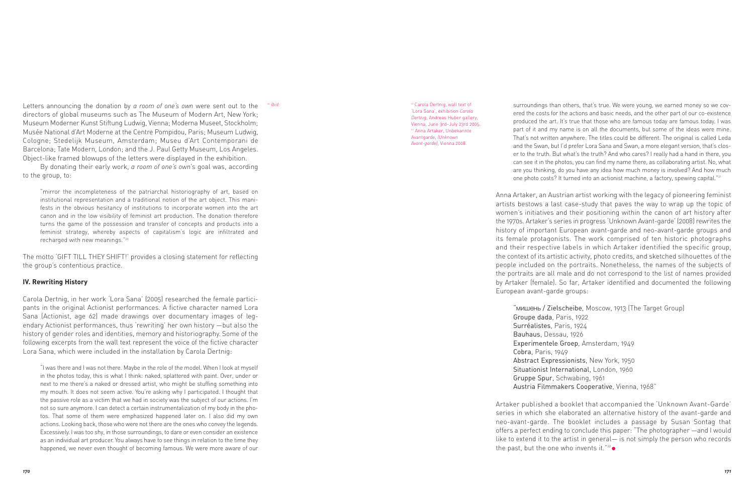Letters announcing the donation by *a room of one's own* were sent out to the directors of global museums such as The Museum of Modern Art, New York; Museum Moderner Kunst Stiftung Ludwig, Vienna; Moderna Museet, Stockholm; Musée National d'Art Moderne at the Centre Pompidou, Paris; Museum Ludwig, Cologne; Stedelijk Museum, Amsterdam; Museu d'Art Contemporani de Barcelona; Tate Modern, London; and the J. Paul Getty Museum, Los Angeles. Object-like framed blowups of the letters were displayed in the exhibition.

By donating their early work, *a room of one's own*'s goal was, according to the group, to:

> "mirror the incompleteness of the patriarchal historiography of art, based on institutional representation and a traditional notion of the art object. This manifests in the obvious hesitancy of institutions to incorporate women into the art canon and in the low visibility of feminist art production. The donation therefore turns the game of the possession and transfer of concepts and products into a feminist strategy, whereby aspects of capitalism's logic are infiltrated and recharged with new meanings."[20]

The motto 'GIFT TILL THEY SHIFT!' provides a closing statement for reflecting the group's contentious practice.

[20] *Ibid.*

## IV. Rewriting History

Carola Dertnig, in her work 'Lora Sana' (2005) researched the female participants in the original Actionist performances. A fictive character named Lora Sana (Actionist, age 62) made drawings over documentary images of legendary Actionist performances, thus 'rewriting' her own history —but also the history of gender roles and identities, memory and historiography. Some of the following excerpts from the wall text represent the voice of the fictive character Lora Sana, which were included in the installation by Carola Dertnig:

> "I was there and I was not there. Maybe in the role of the model. When I look at myself in the photos today, this is what I think: naked, splattered with paint. Over, under or next to me there's a naked or dressed artist, who might be stuffing something into my mouth. It does not seem active. You're asking why I participated. I thought that the passive role as a victim that we had in society was the subject of our actions. I'm not so sure anymore. I can detect a certain instrumentalization of my body in the photos. That some of them were emphasized happened later on. I also did my own actions. Looking back, those who were not there are the ones who convey the legends. Excessively. I was too shy, in those surroundings, to dare or even consider an existence as an individual art producer. You always have to see things in relation to the time they happened, we never even thought of becoming famous. We were more aware of our surroundings than others, that's true. We were young, we earned money so we covered the costs for the actions and basic needs, and the other part of our co-existence produced the art. It's true that those who are famous today are famous today. I was part of it and my name is on all the documents, but some of the ideas were mine. That's not written anywhere. The titles could be different. The original is called Leda and the Swan, but I'd prefer Lora Sana and Swan, a more elegant version, that's closer to the truth. But what's the truth? And who cares? I really had a hand in there, you can see it in the photos, you can find my name there, as collaborating artist. No, what are you thinking, do you have any idea how much money is involved? And how much one photo costs? It turned into an actionist machine, a factory, spewing capital."[21]

Anna Artaker, an Austrian artist working with the legacy of pioneering feminist artists bestows a last case-study that paves the way to wrap up the topic of women's initiatives and their positioning within the canon of art history after the 1970s. Artaker's series in progress 'Unknown Avant-garde' (2008) rewrites the history of important European avant-garde and neo-avant-garde groups and its female protagonists. The work comprised of ten historic photographs and their respective labels in which Artaker identified the specific group, the context of its artistic activity, photo credits, and sketched silhouettes of the people included on the portraits. Nonetheless, the names of the subjects of the portraits are all male and do not correspond to the list of names provided by Artaker (female). So far, Artaker identified and documented the following European avant-garde groups:

> "мишень / Zielscheibe, Moscow, 1913 (The Target Group)
> Groupe dada, Paris, 1922
> Surréalistes, Paris, 1924
> Bauhaus, Dessau, 1926
> Experimentele Groep, Amsterdam, 1949
> Cobra, Paris, 1949
> Abstract Expressionists, New York, 1950
> Situationist International, London, 1960
> Gruppe Spur, Schwabing, 1961
> Austria Filmmakers Cooperative, Vienna, 1968"

Artaker published a booklet that accompanied the 'Unknown Avant-Garde' series in which she elaborated an alternative history of the avant-garde and neo-avant-garde. The booklet includes a passage by Susan Sontag that offers a perfect ending to conclude this paper: "The photographer —and I would like to extend it to the artist in general— is not simply the person who records the past, but the one who invents it."[22]

[21] Carola Dertnig, wall text of 'Lora Sana', exhibition *Carola Dertnig*, Andreas Huber gallery, Vienna, June 3rd–July 23rd 2005.

[22] Anna Artaker, Unbekannte Avantgarde, *(Unknown Avant-garde)*, Vienna 2008.